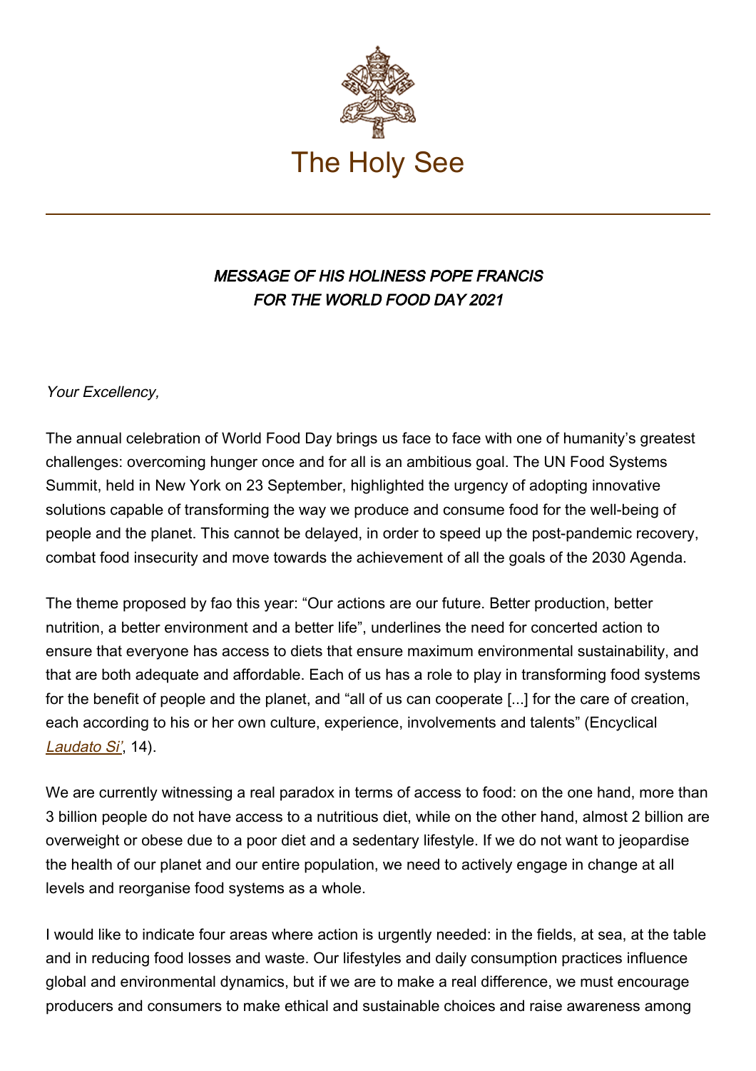# The Holy See

***MESSAGE OF HIS HOLINESS POPE FRANCIS FOR THE WORLD FOOD DAY 2021***

*Your Excellency,*

The annual celebration of World Food Day brings us face to face with one of humanity's greatest challenges: overcoming hunger once and for all is an ambitious goal. The UN Food Systems Summit, held in New York on 23 September, highlighted the urgency of adopting innovative solutions capable of transforming the way we produce and consume food for the well-being of people and the planet. This cannot be delayed, in order to speed up the post-pandemic recovery, combat food insecurity and move towards the achievement of all the goals of the 2030 Agenda.

The theme proposed by fao this year: "Our actions are our future. Better production, better nutrition, a better environment and a better life", underlines the need for concerted action to ensure that everyone has access to diets that ensure maximum environmental sustainability, and that are both adequate and affordable. Each of us has a role to play in transforming food systems for the benefit of people and the planet, and "all of us can cooperate [...] for the care of creation, each according to his or her own culture, experience, involvements and talents" (Encyclical *Laudato Si'*, 14).

We are currently witnessing a real paradox in terms of access to food: on the one hand, more than 3 billion people do not have access to a nutritious diet, while on the other hand, almost 2 billion are overweight or obese due to a poor diet and a sedentary lifestyle. If we do not want to jeopardise the health of our planet and our entire population, we need to actively engage in change at all levels and reorganise food systems as a whole.

I would like to indicate four areas where action is urgently needed: in the fields, at sea, at the table and in reducing food losses and waste. Our lifestyles and daily consumption practices influence global and environmental dynamics, but if we are to make a real difference, we must encourage producers and consumers to make ethical and sustainable choices and raise awareness among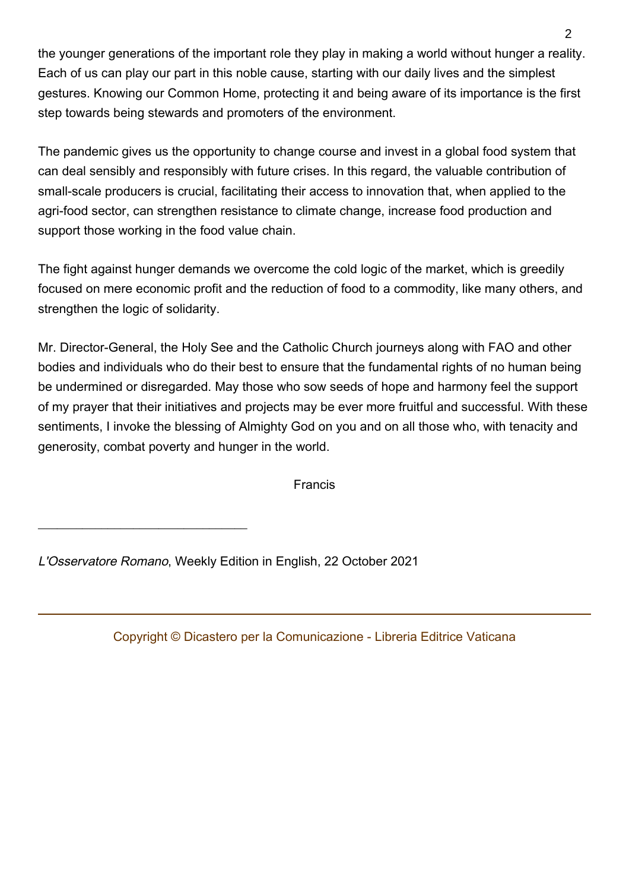the younger generations of the important role they play in making a world without hunger a reality. Each of us can play our part in this noble cause, starting with our daily lives and the simplest gestures. Knowing our Common Home, protecting it and being aware of its importance is the first step towards being stewards and promoters of the environment.

The pandemic gives us the opportunity to change course and invest in a global food system that can deal sensibly and responsibly with future crises. In this regard, the valuable contribution of small-scale producers is crucial, facilitating their access to innovation that, when applied to the agri-food sector, can strengthen resistance to climate change, increase food production and support those working in the food value chain.

The fight against hunger demands we overcome the cold logic of the market, which is greedily focused on mere economic profit and the reduction of food to a commodity, like many others, and strengthen the logic of solidarity.

Mr. Director-General, the Holy See and the Catholic Church journeys along with FAO and other bodies and individuals who do their best to ensure that the fundamental rights of no human being be undermined or disregarded. May those who sow seeds of hope and harmony feel the support of my prayer that their initiatives and projects may be ever more fruitful and successful. With these sentiments, I invoke the blessing of Almighty God on you and on all those who, with tenacity and generosity, combat poverty and hunger in the world.

Francis

---

*L'Osservatore Romano*, Weekly Edition in English, 22 October 2021

Copyright © Dicastero per la Comunicazione - Libreria Editrice Vaticana